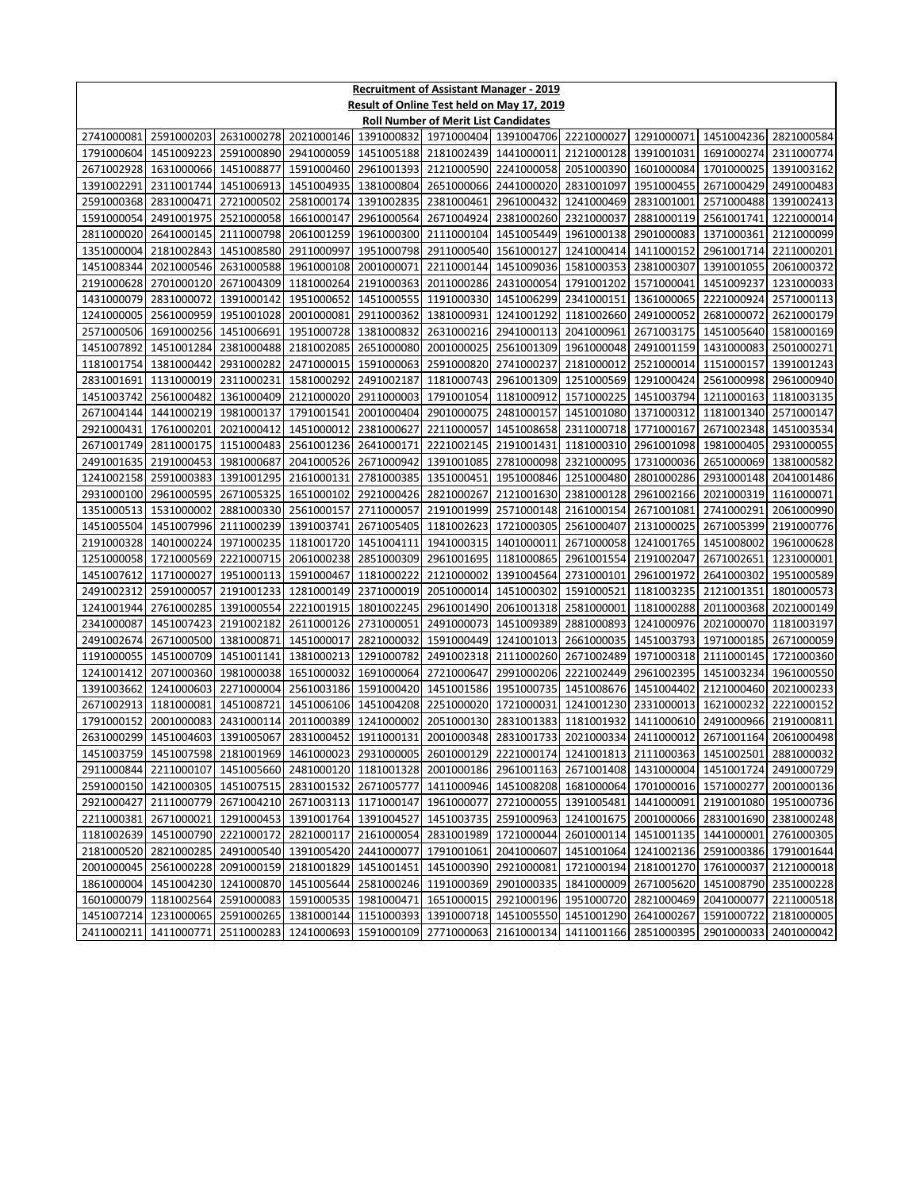**Recruitment of Assistant Manager - 2019**

**Result of Online Test held on May 17, 2019**

**Roll Number of Merit List Candidates**

| | | | | | | | | | | |
|---|---|---|---|---|---|---|---|---|---|---|
| 2741000081 | 2591000203 | 2631000278 | 2021000146 | 1391000832 | 1971000404 | 1391004706 | 2221000027 | 1291000071 | 1451004236 | 2821000584 |
| 1791000604 | 1451009223 | 2591000890 | 2941000059 | 1451005188 | 2181002439 | 1441000011 | 2121000128 | 1391001031 | 1691000274 | 2311000774 |
| 2671002928 | 1631000066 | 1451008877 | 1591000460 | 2961001393 | 2121000590 | 2241000058 | 2051000390 | 1601000084 | 1701000025 | 1391003162 |
| 1391002291 | 2311001744 | 1451006913 | 1451004935 | 1381000804 | 2651000066 | 2441000020 | 2831001097 | 1951000455 | 2671000429 | 2491000483 |
| 2591000368 | 2831000471 | 2721000502 | 2581000174 | 1391002835 | 2381000461 | 2961000432 | 1241000469 | 2831001001 | 2571000488 | 1391002413 |
| 1591000054 | 2491001975 | 2521000058 | 1661000147 | 2961000564 | 2671004924 | 2381000260 | 2321000037 | 2881000119 | 2561001741 | 1221000014 |
| 2811000020 | 2641000145 | 2111000798 | 2061001259 | 1961000300 | 2111000104 | 1451005449 | 1961000138 | 2901000083 | 1371000361 | 2121000099 |
| 1351000004 | 2181002843 | 1451008580 | 2911000997 | 1951000798 | 2911000540 | 1561000127 | 1241000414 | 1411000152 | 2961001714 | 2211000201 |
| 1451008344 | 2021000546 | 2631000588 | 1961000108 | 2001000071 | 2211000144 | 1451009036 | 1581000353 | 2381000307 | 1391001055 | 2061000372 |
| 2191000628 | 2701000120 | 2671004309 | 1181000264 | 2191000363 | 2011000286 | 2431000054 | 1791001202 | 1571000041 | 1451009237 | 1231000033 |
| 1431000079 | 2831000072 | 1391000142 | 1951000652 | 1451000555 | 1191000330 | 1451006299 | 2341000151 | 1361000065 | 2221000924 | 2571000113 |
| 1241000005 | 2561000959 | 1951001028 | 2001000081 | 2911000362 | 1381000931 | 1241001292 | 1181002660 | 2491000052 | 2681000072 | 2621000179 |
| 2571000506 | 1691000256 | 1451006691 | 1951000728 | 1381000832 | 2631000216 | 2941000113 | 2041000961 | 2671003175 | 1451005640 | 1581000169 |
| 1451007892 | 1451001284 | 2381000488 | 2181002085 | 2651000080 | 2001000025 | 2561001309 | 1961000048 | 2491001159 | 1431000083 | 2501000271 |
| 1181001754 | 1381000442 | 2931000282 | 2471000015 | 1591000063 | 2591000820 | 2741000237 | 2181000012 | 2521000014 | 1151000157 | 1391001243 |
| 2831001691 | 1131000019 | 2311000231 | 1581000292 | 2491002187 | 1181000743 | 2961001309 | 1251000569 | 1291000424 | 2561000998 | 2961000940 |
| 1451003742 | 2561000482 | 1361000409 | 2121000020 | 2911000003 | 1791001054 | 1181000912 | 1571000225 | 1451003794 | 1211000163 | 1181003135 |
| 2671004144 | 1441000219 | 1981000137 | 1791001541 | 2001000404 | 2901000075 | 2481000157 | 1451001080 | 1371000312 | 1181001340 | 2571000147 |
| 2921000431 | 1761000201 | 2021000412 | 1451000012 | 2381000627 | 2211000057 | 1451008658 | 2311000718 | 1771000167 | 2671002348 | 1451003534 |
| 2671001749 | 2811000175 | 1151000483 | 2561001236 | 2641000171 | 2221002145 | 2191001431 | 1181000310 | 2961001098 | 1981000405 | 2931000055 |
| 2491001635 | 2191000453 | 1981000687 | 2041000526 | 2671000942 | 1391001085 | 2781000098 | 2321000095 | 1731000036 | 2651000069 | 1381000582 |
| 1241002158 | 2591000383 | 1391001295 | 2161000131 | 2781000385 | 1351000451 | 1951000846 | 1251000480 | 2801000286 | 2931000148 | 2041001486 |
| 2931000100 | 2961000595 | 2671005325 | 1651000102 | 2921000426 | 2821000267 | 2121001630 | 2381000128 | 2961002166 | 2021000319 | 1161000071 |
| 1351000513 | 1531000002 | 2881000330 | 2561000157 | 2711000057 | 2191001999 | 2571000148 | 2161000154 | 2671001081 | 2741000291 | 2061000990 |
| 1451005504 | 1451007996 | 2111000239 | 1391003741 | 2671005405 | 1181002623 | 1721000305 | 2561000407 | 2131000025 | 2671005399 | 2191000776 |
| 2191000328 | 1401000224 | 1971000235 | 1181001720 | 1451004111 | 1941000315 | 1401000011 | 2671000058 | 1241001765 | 1451008002 | 1961000628 |
| 1251000058 | 1721000569 | 2221000715 | 2061000238 | 2851000309 | 2961001695 | 1181000865 | 2961001554 | 2191002047 | 2671002651 | 1231000001 |
| 1451007612 | 1171000027 | 1951000113 | 1591000467 | 1181000222 | 2121000002 | 1391004564 | 2731000101 | 2961001972 | 2641000302 | 1951000589 |
| 2491002312 | 2591000057 | 2191001233 | 1281000149 | 2371000019 | 2051000014 | 1451000302 | 1591000521 | 1181003235 | 2121001351 | 1801000573 |
| 1241001944 | 2761000285 | 1391000554 | 2221001915 | 1801002245 | 2961001490 | 2061001318 | 2581000001 | 1181000288 | 2011000368 | 2021000149 |
| 2341000087 | 1451007423 | 2191002182 | 2611000126 | 2731000051 | 2491000073 | 1451009389 | 2881000893 | 1241000976 | 2021000070 | 1181003197 |
| 2491002674 | 2671000500 | 1381000871 | 1451000017 | 2821000032 | 1591000449 | 1241001013 | 2661000035 | 1451003793 | 1971000185 | 2671000059 |
| 1191000055 | 1451000709 | 1451001141 | 1381000213 | 1291000782 | 2491002318 | 2111000260 | 2671002489 | 1971000318 | 2111000145 | 1721000360 |
| 1241001412 | 2071000360 | 1981000038 | 1651000032 | 1691000064 | 2721000647 | 2991000206 | 2221002449 | 2961002395 | 1451003234 | 1961000550 |
| 1391003662 | 1241000603 | 2271000004 | 2561003186 | 1591000420 | 1451001586 | 1951000735 | 1451008676 | 1451004402 | 2121000460 | 2021000233 |
| 2671002913 | 1181000081 | 1451008721 | 1451006106 | 1451004208 | 2251000020 | 1721000031 | 1241001230 | 2331000013 | 1621000232 | 2221000152 |
| 1791000152 | 2001000083 | 2431000114 | 2011000389 | 1241000002 | 2051000130 | 2831001383 | 1181001932 | 1411000610 | 2491000966 | 2191000811 |
| 2631000299 | 1451004603 | 1391005067 | 2831000452 | 1911000131 | 2001000348 | 2831001733 | 2021000334 | 2411000012 | 2671001164 | 2061000498 |
| 1451003759 | 1451007598 | 2181001969 | 1461000023 | 2931000005 | 2601000129 | 2221000174 | 1241001813 | 2111000363 | 1451002501 | 2881000032 |
| 2911000844 | 2211000107 | 1451005660 | 2481000120 | 1181001328 | 2001000186 | 2961001163 | 2671001408 | 1431000004 | 1451001724 | 2491000729 |
| 2591000150 | 1421000305 | 1451007515 | 2831001532 | 2671005777 | 1411000946 | 1451008208 | 1681000064 | 1701000016 | 1571000277 | 2001000136 |
| 2921000427 | 2111000779 | 2671004210 | 2671003113 | 1171000147 | 1961000077 | 2721000055 | 1391005481 | 1441000091 | 2191001080 | 1951000736 |
| 2211000381 | 2671000021 | 1291000453 | 1391001764 | 1391004527 | 1451003735 | 2591000963 | 1241001675 | 2001000066 | 2831001690 | 2381000248 |
| 1181002639 | 1451000790 | 2221000172 | 2821000117 | 2161000054 | 2831001989 | 1721000044 | 2601000114 | 1451001135 | 1441000001 | 2761000305 |
| 2181000520 | 2821000285 | 2491000540 | 1391005420 | 2441000077 | 1791001061 | 2041000607 | 1451001064 | 1241002136 | 2591000386 | 1791001644 |
| 2001000045 | 2561000228 | 2091000159 | 2181001829 | 1451001451 | 1451000390 | 2921000081 | 1721000194 | 2181001270 | 1761000037 | 2121000018 |
| 1861000004 | 1451004230 | 1241000870 | 1451005644 | 2581000246 | 1191000369 | 2901000335 | 1841000009 | 2671005620 | 1451008790 | 2351000228 |
| 1601000079 | 1181002564 | 2591000083 | 1591000535 | 1981000471 | 1651000015 | 2921000196 | 1951000720 | 2821000469 | 2041000077 | 2211000518 |
| 1451007214 | 1231000065 | 2591000265 | 1381000144 | 1151000393 | 1391000718 | 1451005550 | 1451001290 | 2641000267 | 1591000722 | 2181000005 |
| 2411000211 | 1411000771 | 2511000283 | 1241000693 | 1591000109 | 2771000063 | 2161000134 | 1411001166 | 2851000395 | 2901000033 | 2401000042 |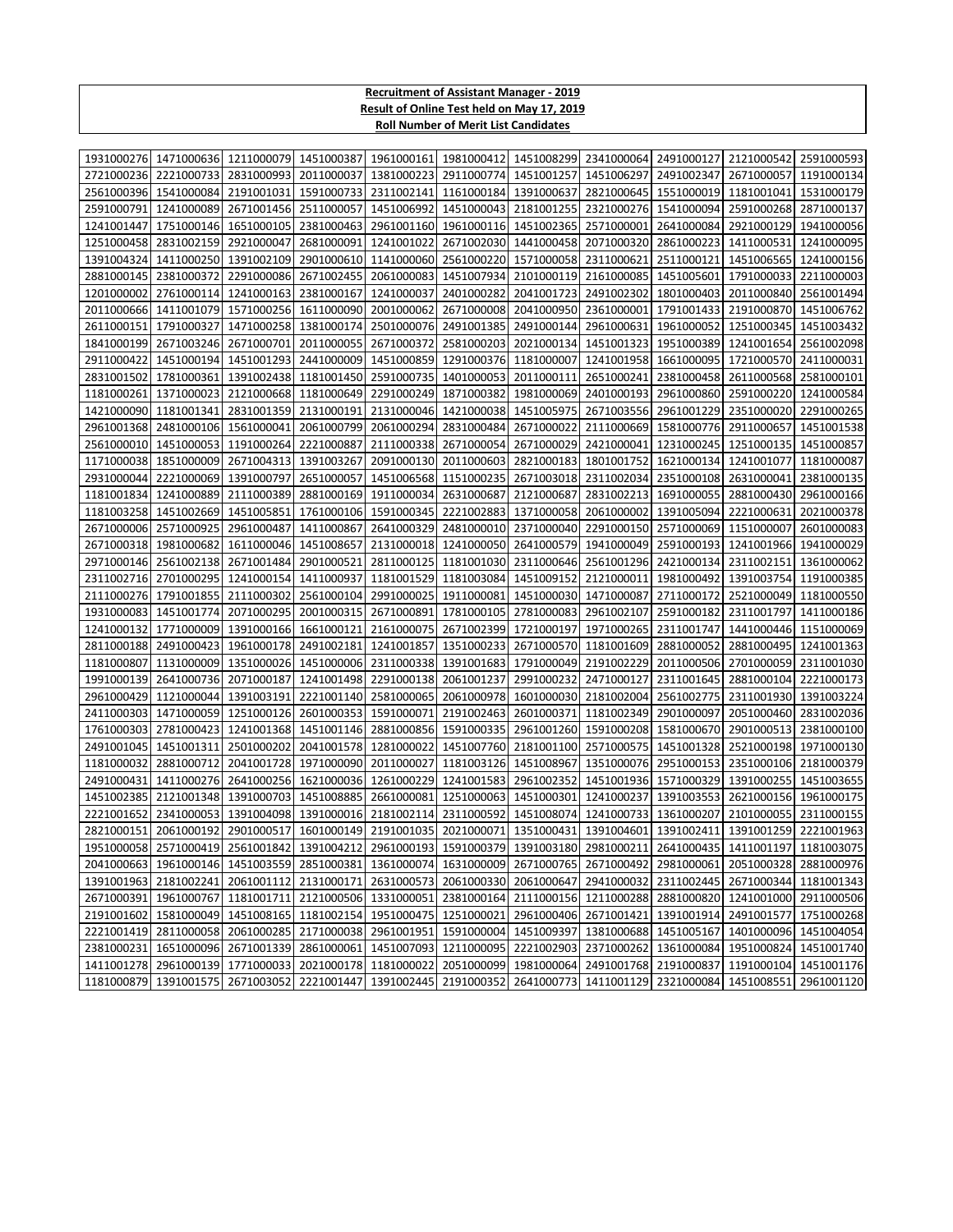**Recruitment of Assistant Manager - 2019**

**Result of Online Test held on May 17, 2019**

**Roll Number of Merit List Candidates**

| | | | | | | | | | | |
|---|---|---|---|---|---|---|---|---|---|---|
| 1931000276 | 1471000636 | 1211000079 | 1451000387 | 1961000161 | 1981000412 | 1451008299 | 2341000064 | 2491000127 | 2121000542 | 2591000593 |
| 2721000236 | 2221000733 | 2831000993 | 2011000037 | 1381000223 | 2911000774 | 1451001257 | 1451006297 | 2491002347 | 2671000057 | 1191000134 |
| 2561000396 | 1541000084 | 2191001031 | 1591000733 | 2311002141 | 1161000184 | 1391000637 | 2821000645 | 1551000019 | 1181001041 | 1531000179 |
| 2591000791 | 1241000089 | 2671001456 | 2511000057 | 1451006992 | 1451000043 | 2181001255 | 2321000276 | 1541000094 | 2591000268 | 2871000137 |
| 1241001447 | 1751000146 | 1651000105 | 2381000463 | 2961001160 | 1961000116 | 1451002365 | 2571000001 | 2641000084 | 2921000129 | 1941000056 |
| 1251000458 | 2831002159 | 2921000047 | 2681000091 | 1241001022 | 2671002030 | 1441000458 | 2071000320 | 2861000223 | 1411000531 | 1241000095 |
| 1391004324 | 1411000250 | 1391002109 | 2901000610 | 1141000060 | 2561000220 | 1571000058 | 2311000621 | 2511000121 | 1451006565 | 1241000156 |
| 2881000145 | 2381000372 | 2291000086 | 2671002455 | 2061000083 | 1451007934 | 2101000119 | 2161000085 | 1451005601 | 1791000033 | 2211000003 |
| 1201000002 | 2761000114 | 1241000163 | 2381000167 | 1241000037 | 2401000282 | 2041001723 | 2491002302 | 1801000403 | 2011000840 | 2561001494 |
| 2011000666 | 1411001079 | 1571000256 | 1611000090 | 2001000062 | 2671000008 | 2041000950 | 2361000001 | 1791001433 | 2191000870 | 1451006762 |
| 2611000151 | 1791000327 | 1471000258 | 1381000174 | 2501000076 | 2491001385 | 2491000144 | 2961000631 | 1961000052 | 1251000345 | 1451003432 |
| 1841000199 | 2671003246 | 2671000701 | 2011000055 | 2671000372 | 2581000203 | 2021000134 | 1451001323 | 1951000389 | 1241001654 | 2561002098 |
| 2911000422 | 1451000194 | 1451001293 | 2441000009 | 1451000859 | 1291000376 | 1181000007 | 1241001958 | 1661000095 | 1721000570 | 2411000031 |
| 2831001502 | 1781000361 | 1391002438 | 1181001450 | 2591000735 | 1401000053 | 2011000111 | 2651000241 | 2381000458 | 2611000568 | 2581000101 |
| 1181000261 | 1371000023 | 2121000668 | 1181000649 | 2291000249 | 1871000382 | 1981000069 | 2401000193 | 2961000860 | 2591000220 | 1241000584 |
| 1421000090 | 1181001341 | 2831001359 | 2131000191 | 2131000046 | 1421000038 | 1451005975 | 2671003556 | 2961001229 | 2351000020 | 2291000265 |
| 2961001368 | 2481000106 | 1561000041 | 2061000799 | 2061000294 | 2831000484 | 2671000022 | 2111000669 | 1581000776 | 2911000657 | 1451001538 |
| 2561000010 | 1451000053 | 1191000264 | 2221000887 | 2111000338 | 2671000054 | 2671000029 | 2421000041 | 1231000245 | 1251000135 | 1451000857 |
| 1171000038 | 1851000009 | 2671004313 | 1391003267 | 2091000130 | 2011000603 | 2821000183 | 1801001752 | 1621000134 | 1241001077 | 1181000087 |
| 2931000044 | 2221000069 | 1391000797 | 2651000057 | 1451006568 | 1151000235 | 2671003018 | 2311002034 | 2351000108 | 2631000041 | 2381000135 |
| 1181001834 | 1241000889 | 2111000389 | 2881000169 | 1911000034 | 2631000687 | 2121000687 | 2831002213 | 1691000055 | 2881000430 | 2961000166 |
| 1181003258 | 1451002669 | 1451005851 | 1761000106 | 1591000345 | 2221002883 | 1371000058 | 2061000002 | 1391005094 | 2221000631 | 2021000378 |
| 2671000006 | 2571000925 | 2961000487 | 1411000867 | 2641000329 | 2481000010 | 2371000040 | 2291000150 | 2571000069 | 1151000007 | 2601000083 |
| 2671000318 | 1981000682 | 1611000046 | 1451008657 | 2131000018 | 1241000050 | 2641000579 | 1941000049 | 2591000193 | 1241001966 | 1941000029 |
| 2971000146 | 2561002138 | 2671001484 | 2901000521 | 2811000125 | 1181001030 | 2311000646 | 2561001296 | 2421000134 | 2311002151 | 1361000062 |
| 2311002716 | 2701000295 | 1241000154 | 1411000937 | 1181001529 | 1181003084 | 1451009152 | 2121000011 | 1981000492 | 1391003754 | 1191000385 |
| 2111000276 | 1791001855 | 2111000302 | 2561000104 | 2991000025 | 1911000081 | 1451000030 | 1471000087 | 2711000172 | 2521000049 | 1181000550 |
| 1931000083 | 1451001774 | 2071000295 | 2001000315 | 2671000891 | 1781000105 | 2781000083 | 2961002107 | 2591000182 | 2311001797 | 1411000186 |
| 1241000132 | 1771000009 | 1391000166 | 1661000121 | 2161000075 | 2671002399 | 1721000197 | 1971000265 | 2311001747 | 1441000446 | 1151000069 |
| 2811000188 | 2491000423 | 1961000178 | 2491002181 | 1241001857 | 1351000233 | 2671000570 | 1181001609 | 2881000052 | 2881000495 | 1241001363 |
| 1181000807 | 1131000009 | 1351000026 | 1451000006 | 2311000338 | 1391001683 | 1791000049 | 2191002229 | 2011000506 | 2701000059 | 2311001030 |
| 1991000139 | 2641000736 | 2071000187 | 1241001498 | 2291000138 | 2061001237 | 2991000232 | 2471000127 | 2311001645 | 2881000104 | 2221000173 |
| 2961000429 | 1121000044 | 1391003191 | 2221001140 | 2581000065 | 2061000978 | 1601000030 | 2181002004 | 2561002775 | 2311001930 | 1391003224 |
| 2411000303 | 1471000059 | 1251000126 | 2601000353 | 1591000071 | 2191002463 | 2601000371 | 1181002349 | 2901000097 | 2051000460 | 2831002036 |
| 1761000303 | 2781000423 | 1241001368 | 1451001146 | 2881000856 | 1591000335 | 2961001260 | 1591000208 | 1581000670 | 2901000513 | 2381000100 |
| 2491001045 | 1451001311 | 2501000202 | 2041001578 | 1281000022 | 1451007760 | 2181001100 | 2571000575 | 1451001328 | 2521000198 | 1971000130 |
| 1181000032 | 2881000712 | 2041001728 | 1971000090 | 2011000027 | 1181003126 | 1451008967 | 1351000076 | 2951000153 | 2351000106 | 2181000379 |
| 2491000431 | 1411000276 | 2641000256 | 1621000036 | 1261000229 | 1241001583 | 2961002352 | 1451001936 | 1571000329 | 1391000255 | 1451003655 |
| 1451002385 | 2121001348 | 1391000703 | 1451008885 | 2661000081 | 1251000063 | 1451000301 | 1241000237 | 1391003553 | 2621000156 | 1961000175 |
| 2221001652 | 2341000053 | 1391004098 | 1391000016 | 2181002114 | 2311000592 | 1451008074 | 1241000733 | 1361000207 | 2101000055 | 2311000155 |
| 2821000151 | 2061000192 | 2901000517 | 1601000149 | 2191001035 | 2021000071 | 1351000431 | 1391004601 | 1391002411 | 1391001259 | 2221001963 |
| 1951000058 | 2571000419 | 2561001842 | 1391004212 | 2961000193 | 1591000379 | 1391003180 | 2981000211 | 2641000435 | 1411001197 | 1181003075 |
| 2041000663 | 1961000146 | 1451003559 | 2851000381 | 1361000074 | 1631000009 | 2671000765 | 2671000492 | 2981000061 | 2051000328 | 2881000976 |
| 1391001963 | 2181002241 | 2061001112 | 2131000171 | 2631000573 | 2061000330 | 2061000647 | 2941000032 | 2311002445 | 2671000344 | 1181001343 |
| 2671000391 | 1961000767 | 1181001711 | 2121000506 | 1331000051 | 2381000164 | 2111000156 | 1211000288 | 2881000820 | 1241001000 | 2911000506 |
| 2191001602 | 1581000049 | 1451008165 | 1181002154 | 1951000475 | 1251000021 | 2961000406 | 2671001421 | 1391001914 | 2491001577 | 1751000268 |
| 2221001419 | 2811000058 | 2061000285 | 2171000038 | 2961001951 | 1591000004 | 1451009397 | 1381000688 | 1451005167 | 1401000096 | 1451004054 |
| 2381000231 | 1651000096 | 2671001339 | 2861000061 | 1451007093 | 1211000095 | 2221002903 | 2371000262 | 1361000084 | 1951000824 | 1451001740 |
| 1411001278 | 2961000139 | 1771000033 | 2021000178 | 1181000022 | 2051000099 | 1981000064 | 2491001768 | 2191000837 | 1191000104 | 1451001176 |
| 1181000879 | 1391001575 | 2671003052 | 2221001447 | 1391002445 | 2191000352 | 2641000773 | 1411001129 | 2321000084 | 1451008551 | 2961001120 |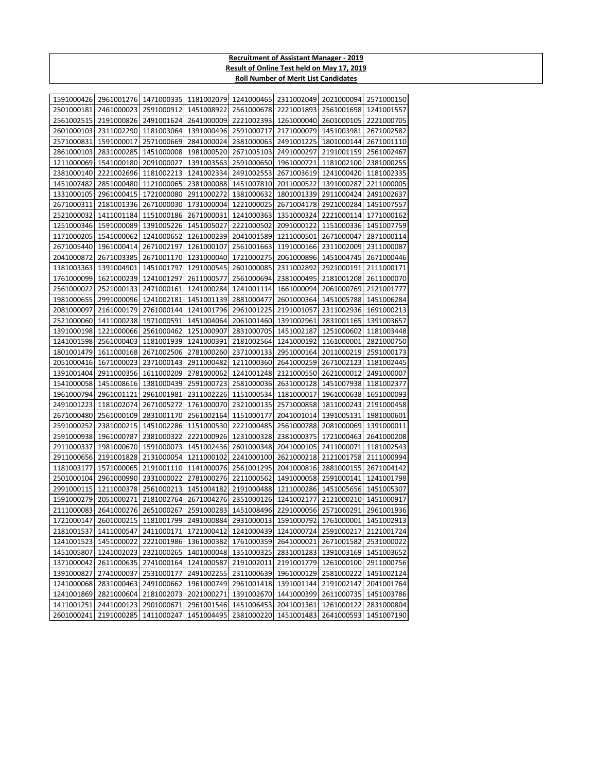**Recruitment of Assistant Manager - 2019**

**Result of Online Test held on May 17, 2019**

**Roll Number of Merit List Candidates**

| | | | | | | | |
|---|---|---|---|---|---|---|---|
| 1591000426 | 2961001276 | 1471000335 | 1181002079 | 1241000465 | 2311002049 | 2021000094 | 2571000150 |
| 2501000181 | 2461000023 | 2591000912 | 1451008922 | 2561000678 | 2221001893 | 2561001698 | 1241001557 |
| 2561002515 | 2191000826 | 2491001624 | 2641000009 | 2221002393 | 1261000040 | 2601000105 | 2221000705 |
| 2601000103 | 2311002290 | 1181003064 | 1391000496 | 2591000717 | 2171000079 | 1451003981 | 2671002582 |
| 2571000831 | 1591000017 | 2571000669 | 2841000024 | 2381000063 | 2491001225 | 1801000144 | 2671001110 |
| 2861000103 | 2831000285 | 1451000008 | 1981000520 | 2671005103 | 2491000297 | 2191001159 | 2561002467 |
| 1211000069 | 1541000180 | 2091000027 | 1391003563 | 2591000650 | 1961000721 | 1181002100 | 2381000255 |
| 2381000140 | 2221002696 | 1181002213 | 1241002334 | 2491002553 | 2671003619 | 1241000420 | 1181002335 |
| 1451007482 | 2851000480 | 1121000065 | 2381000088 | 1451007810 | 2011000522 | 1391000287 | 2211000005 |
| 1331000105 | 2961000415 | 1721000080 | 2911000272 | 1381000632 | 1801001339 | 2911000424 | 2491002637 |
| 2671000311 | 2181001336 | 2671000030 | 1731000004 | 1221000025 | 2671004178 | 2921000284 | 1451007557 |
| 2521000032 | 1411001184 | 1151000186 | 2671000031 | 1241000363 | 1351000324 | 2221000114 | 1771000162 |
| 1251000346 | 1591000089 | 1391005226 | 1451005027 | 2221000502 | 2091000122 | 1151000336 | 1451007759 |
| 1171000205 | 1541000062 | 1241000652 | 1261000239 | 2041001589 | 1211000501 | 2671000047 | 2871000114 |
| 2671005440 | 1961000414 | 2671002197 | 1261000107 | 2561001663 | 1191000166 | 2311002009 | 2311000087 |
| 2041000872 | 2671003385 | 2671001170 | 1231000040 | 1721000275 | 2061000896 | 1451004745 | 2671000446 |
| 1181003363 | 1391004901 | 1451001797 | 1291000545 | 2601000085 | 2311002892 | 2921000191 | 2111000171 |
| 1761000099 | 1621000239 | 1241001297 | 2611000577 | 2561000694 | 2381000495 | 2181001208 | 2611000070 |
| 2561000022 | 2521000133 | 2471000161 | 1241000284 | 1241001114 | 1661000094 | 2061000769 | 2121001777 |
| 1981000655 | 2991000096 | 1241002181 | 1451001139 | 2881000477 | 2601000364 | 1451005788 | 1451006284 |
| 2081000097 | 2161000179 | 2761000144 | 1241001796 | 2961001225 | 2191001057 | 2311002936 | 1691000213 |
| 2521000060 | 1411000238 | 1971000591 | 1451004064 | 2061001460 | 1391002961 | 2831001165 | 1391003657 |
| 1391000198 | 1221000066 | 2561000462 | 1251000907 | 2831000705 | 1451002187 | 1251000602 | 1181003448 |
| 1241001598 | 2561000403 | 1181001939 | 1241000391 | 2181002564 | 1241000192 | 1161000001 | 2821000750 |
| 1801001479 | 1611000168 | 2671002506 | 2781000260 | 2371000133 | 2951000164 | 2011000219 | 2591000173 |
| 2051000416 | 1671000023 | 2371000143 | 2911000482 | 1211000360 | 2641000259 | 2671002123 | 1181002445 |
| 1391001404 | 2911000356 | 1611000209 | 2781000062 | 1241001248 | 2121000550 | 2621000012 | 2491000007 |
| 1541000058 | 1451008616 | 1381000439 | 2591000723 | 2581000036 | 2631000128 | 1451007938 | 1181002377 |
| 1961000794 | 2961001121 | 2961001981 | 2311002226 | 1151000534 | 1181000017 | 1961000638 | 1651000093 |
| 2491001223 | 1181002074 | 2671005272 | 1761000070 | 2321000135 | 2571000858 | 1811000243 | 2191000458 |
| 2671000480 | 2561000109 | 2831001170 | 2561002164 | 1151000177 | 2041001014 | 1391005131 | 1981000601 |
| 2591000252 | 2381000215 | 1451002286 | 1151000530 | 2221000485 | 2561000788 | 2081000069 | 1391000011 |
| 2591000938 | 1961000787 | 2381000322 | 2221000926 | 1231000328 | 2381000375 | 1721000463 | 2641000208 |
| 2911000337 | 1981000670 | 1591000073 | 1451002436 | 2601000348 | 2041000105 | 2411000071 | 1181002543 |
| 2911000656 | 2191001828 | 2131000054 | 1211000102 | 2241000100 | 2621000218 | 2121001758 | 2111000994 |
| 1181003177 | 1571000065 | 2191001110 | 1141000076 | 2561001295 | 2041000816 | 2881000155 | 2671004142 |
| 2501000104 | 2961000990 | 2331000022 | 2781000276 | 2211000562 | 1491000058 | 2591000141 | 1241001798 |
| 2991000115 | 1211000378 | 2561000213 | 1451004182 | 2191000488 | 1211000286 | 1451005656 | 1451005307 |
| 1591000279 | 2051000271 | 2181002764 | 2671004276 | 2351000126 | 1241002177 | 2121000210 | 1451000917 |
| 2111000083 | 2641000276 | 2651000267 | 2591000283 | 1451008496 | 2291000056 | 2571000291 | 2961001936 |
| 1721000147 | 2601000215 | 1181001799 | 2491000884 | 2931000013 | 1591000792 | 1761000001 | 1451002913 |
| 2181001537 | 1411000547 | 2411000171 | 1721000412 | 1241000439 | 1241000724 | 2591000217 | 2121001724 |
| 1241001523 | 1451000022 | 2221001986 | 1361000382 | 1761000359 | 2641000021 | 2671001582 | 2531000022 |
| 1451005807 | 1241002023 | 2321000265 | 1401000048 | 1351000325 | 2831001283 | 1391003169 | 1451003652 |
| 1371000042 | 2611000635 | 2741000164 | 1241000587 | 2191002011 | 2191001779 | 1261000100 | 2911000756 |
| 1391000827 | 2741000037 | 2531000177 | 2491002255 | 2311000639 | 1961000129 | 2581000222 | 1451002124 |
| 1241000068 | 2831000463 | 2491000662 | 1961000749 | 2961001418 | 1391001144 | 2191002147 | 2041001764 |
| 1241001869 | 2821000604 | 2181002073 | 2021000271 | 1391002670 | 1441000399 | 2611000735 | 1451003786 |
| 1411001251 | 2441000123 | 2901000671 | 2961001546 | 1451006453 | 2041001361 | 1261000122 | 2831000804 |
| 2601000241 | 2191000285 | 1411000247 | 1451004495 | 2381000220 | 1451001483 | 2641000593 | 1451007190 |